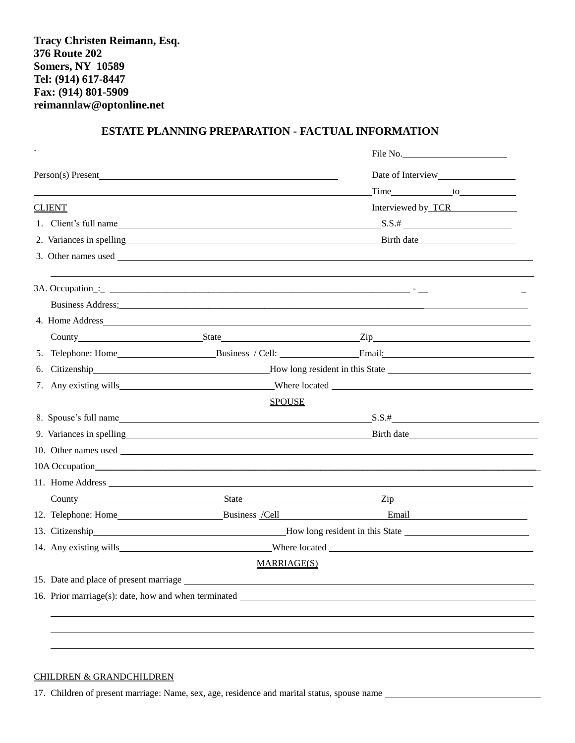**Tracy Christen Reimann, Esq.**
**376 Route 202**
**Somers, NY 10589**
**Tel: (914) 617-8447**
**Fax: (914) 801-5909**
**reimannlaw@optonline.net**

## ESTATE PLANNING PREPARATION - FACTUAL INFORMATION

`

File No.______________________

Person(s) Present_______________________________________________ Date of Interview________________

____________________________________________________________________ Time____________to____________

CLIENT Interviewed by TCR______________

1. Client's full name_______________________________________________ S.S.# ______________________

2. Variances in spelling_______________________________________________ Birth date____________________

3. Other names used ________________________________________________________________________

________________________________________________________________________________________

3A. Occupation_:_ ___________________________________________________ - __ _____________________

Business Address:_______________________________________________________________________

4. Home Address__________________________________________________________________________

County_________________________ State___________________________ Zip_______________________________

5. Telephone: Home____________________ Business / Cell: ________________ Email:______________________________

6. Citizenship____________________________________ How long resident in this State _____________________________

7. Any existing wills______________________________ Where located __________________________________________

SPOUSE

8. Spouse's full name_______________________________________________ S.S.#______________________________

9. Variances in spelling_______________________________________________ Birth date___________________________

10. Other names used ________________________________________________________________________

10A Occupation_____________________________________________________________________________

11. Home Address ___________________________________________________________________________

County______________________________ State___________________________ Zip ____________________________

12. Telephone: Home______________________ Business /Cell______________________ Email_________________________

13. Citizenship________________________________________ How long resident in this State __________________________

14. Any existing wills______________________________ Where located __________________________________________

MARRIAGE(S)

15. Date and place of present marriage ________________________________________________________________

16. Prior marriage(s): date, how and when terminated ____________________________________________________

________________________________________________________________________________________

________________________________________________________________________________________

________________________________________________________________________________________

CHILDREN & GRANDCHILDREN

17. Children of present marriage: Name, sex, age, residence and marital status, spouse name ________________________________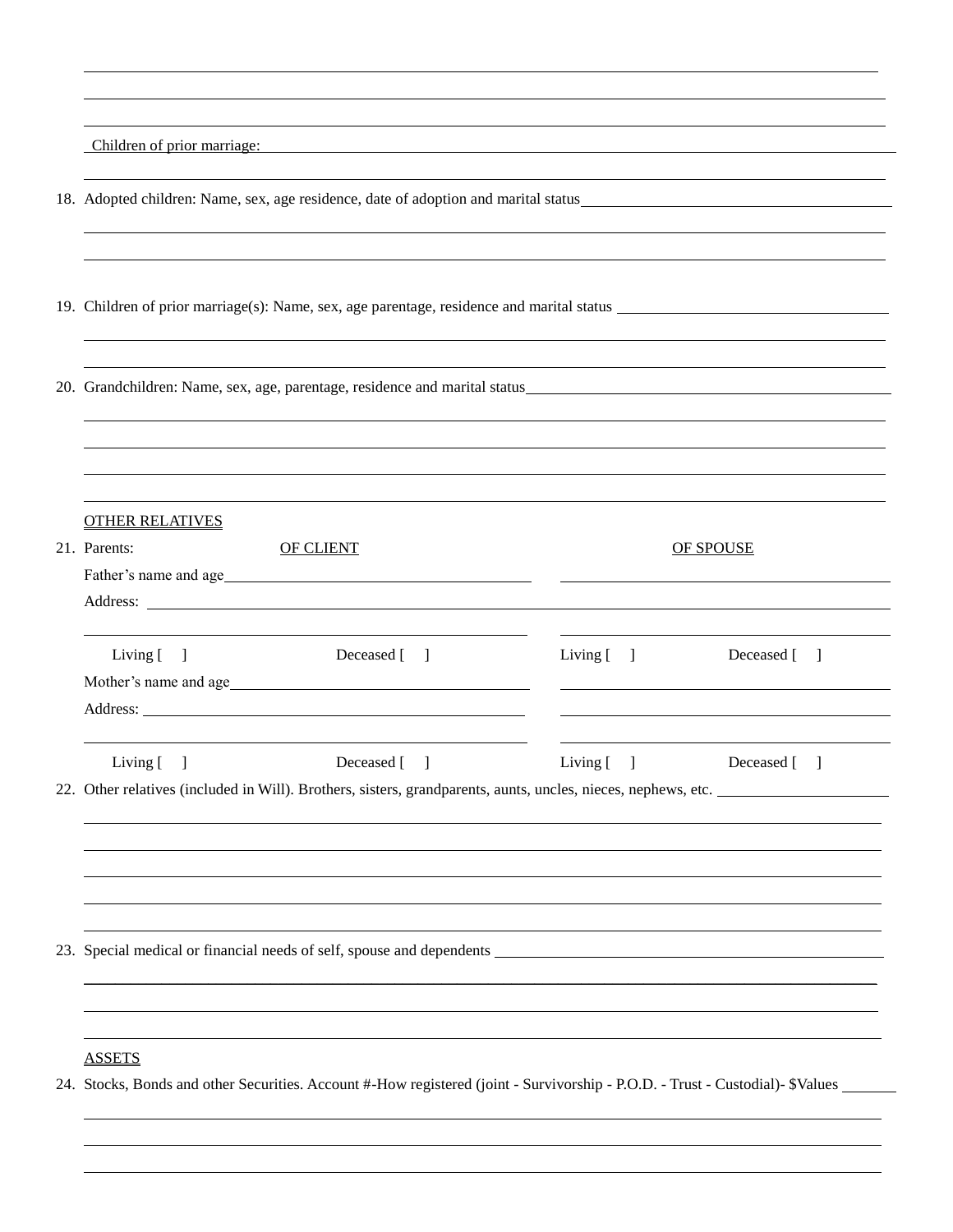Children of prior marriage:

18. Adopted children: Name, sex, age residence, date of adoption and marital status

19. Children of prior marriage(s): Name, sex, age parentage, residence and marital status

20. Grandchildren: Name, sex, age, parentage, residence and marital status

OTHER RELATIVES

21. Parents:

| | OF CLIENT | | OF SPOUSE | |
|---|---|---|---|---|
| Father's name and age | | | | |
| Address: | | | | |
| | Living [ ] | Deceased [ ] | Living [ ] | Deceased [ ] |
| Mother's name and age | | | | |
| Address: | | | | |
| | Living [ ] | Deceased [ ] | Living [ ] | Deceased [ ] |

22. Other relatives (included in Will). Brothers, sisters, grandparents, aunts, uncles, nieces, nephews, etc.

23. Special medical or financial needs of self, spouse and dependents

ASSETS

24. Stocks, Bonds and other Securities. Account #-How registered (joint - Survivorship - P.O.D. - Trust - Custodial)- $Values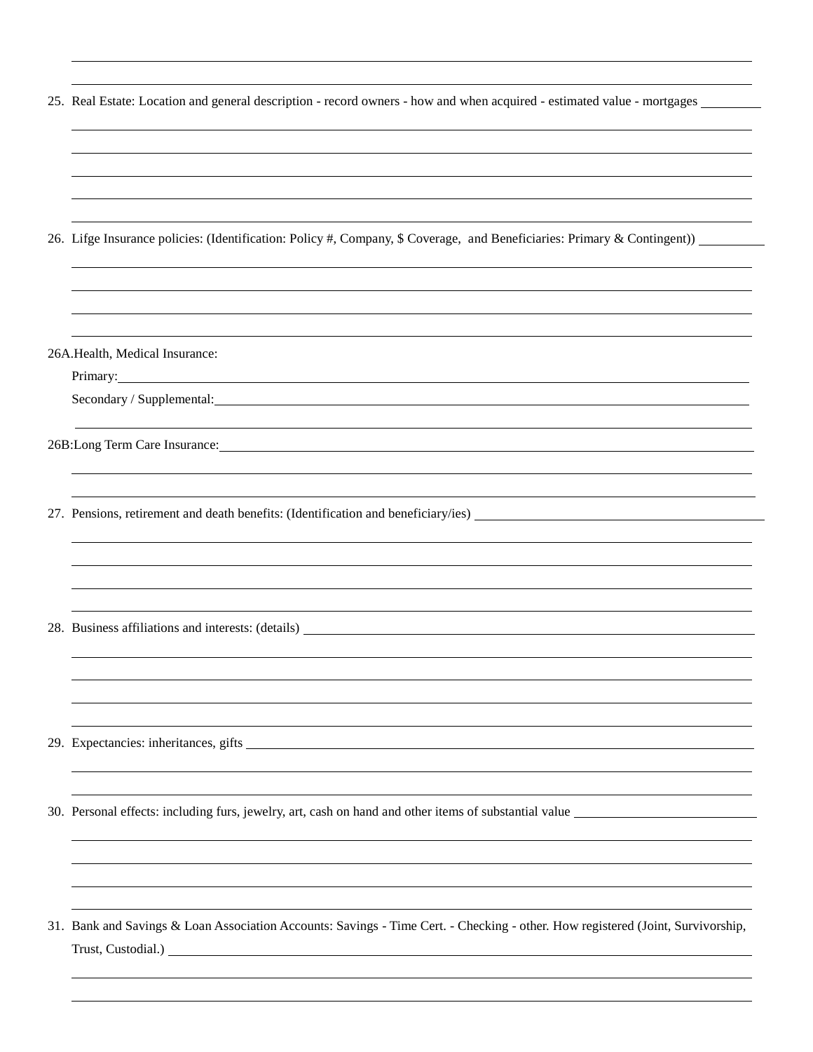25. Real Estate: Location and general description - record owners - how and when acquired - estimated value - mortgages

26. Lifge Insurance policies: (Identification: Policy #, Company, $ Coverage, and Beneficiaries: Primary & Contingent))

26A. Health, Medical Insurance:

Primary:

Secondary / Supplemental:

26B: Long Term Care Insurance:

27. Pensions, retirement and death benefits: (Identification and beneficiary/ies)

28. Business affiliations and interests: (details)

29. Expectancies: inheritances, gifts

30. Personal effects: including furs, jewelry, art, cash on hand and other items of substantial value

31. Bank and Savings & Loan Association Accounts: Savings - Time Cert. - Checking - other. How registered (Joint, Survivorship, Trust, Custodial.)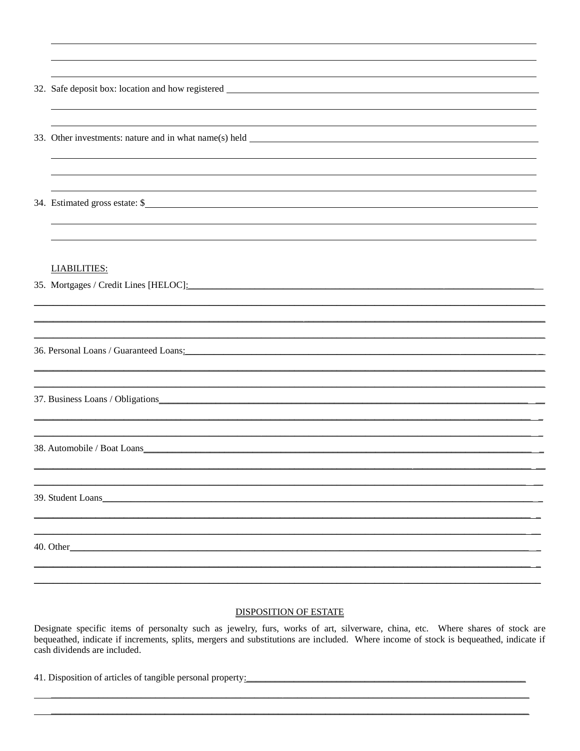32. Safe deposit box: location and how registered

33. Other investments: nature and in what name(s) held

34. Estimated gross estate: $

LIABILITIES:

35. Mortgages / Credit Lines [HELOC]:

36. Personal Loans / Guaranteed Loans:

37. Business Loans / Obligations

38. Automobile / Boat Loans

39. Student Loans

40. Other

## DISPOSITION OF ESTATE

Designate specific items of personalty such as jewelry, furs, works of art, silverware, china, etc. Where shares of stock are bequeathed, indicate if increments, splits, mergers and substitutions are included. Where income of stock is bequeathed, indicate if cash dividends are included.

41. Disposition of articles of tangible personal property: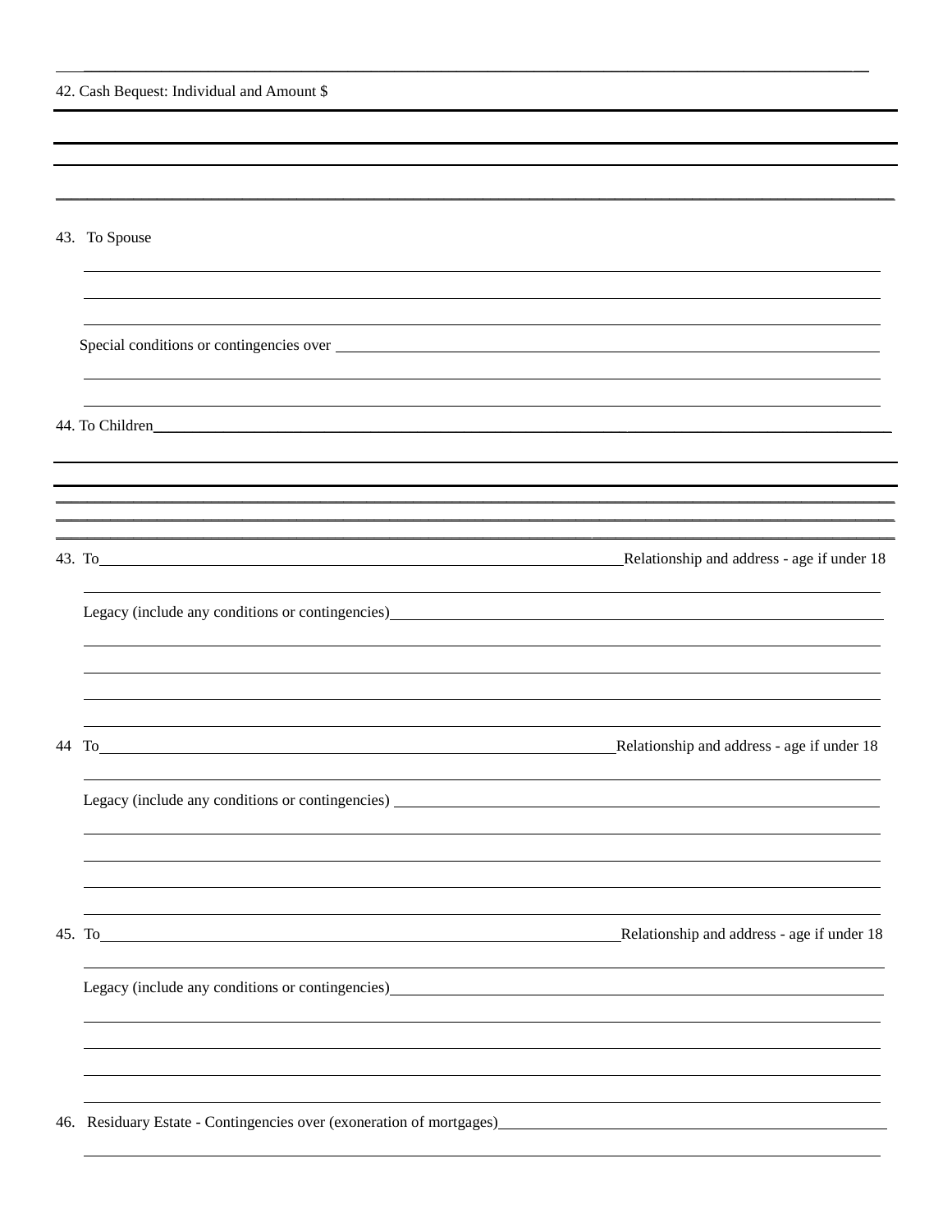42. Cash Bequest: Individual and Amount $

43. To Spouse

Special conditions or contingencies over

44. To Children

43. To ______________________ Relationship and address - age if under 18

Legacy (include any conditions or contingencies)

44 To ______________________ Relationship and address - age if under 18

Legacy (include any conditions or contingencies)

45. To ______________________ Relationship and address - age if under 18

Legacy (include any conditions or contingencies)

46. Residuary Estate - Contingencies over (exoneration of mortgages)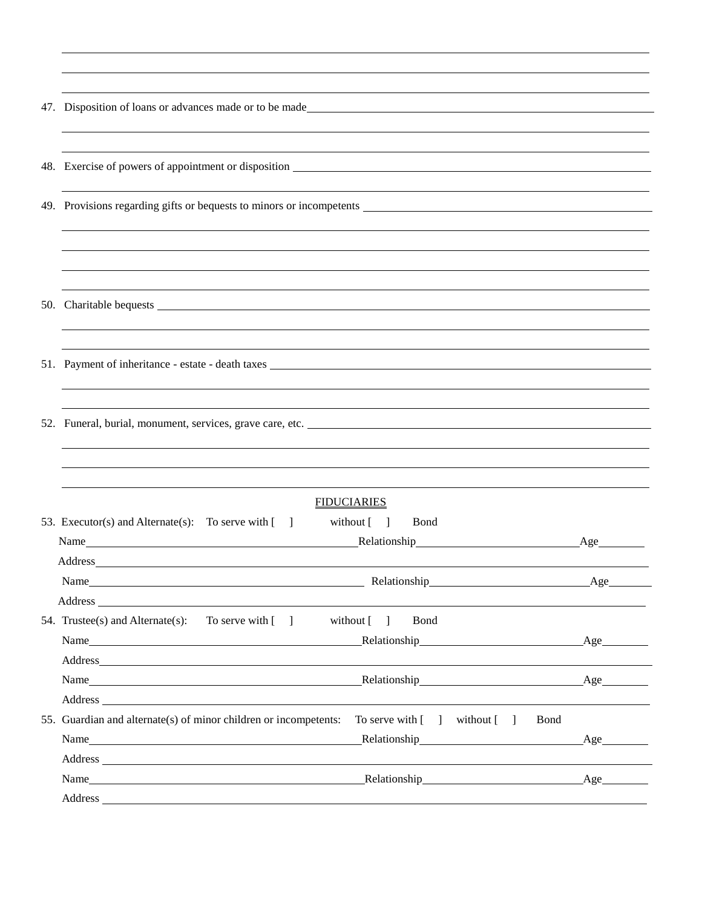47. Disposition of loans or advances made or to be made\_\_\_\_\_\_\_\_\_\_\_\_\_\_\_\_\_\_\_\_\_\_\_\_\_\_\_\_\_\_\_\_\_\_\_\_

48. Exercise of powers of appointment or disposition \_\_\_\_\_\_\_\_\_\_\_\_\_\_\_\_\_\_\_\_\_\_\_\_\_\_\_\_\_\_\_\_\_\_\_\_

49. Provisions regarding gifts or bequests to minors or incompetents \_\_\_\_\_\_\_\_\_\_\_\_\_\_\_\_\_\_\_\_\_\_\_\_\_\_\_\_

50. Charitable bequests \_\_\_\_\_\_\_\_\_\_\_\_\_\_\_\_\_\_\_\_\_\_\_\_\_\_\_\_\_\_\_\_\_\_\_\_\_\_\_\_\_\_\_\_\_\_\_\_\_\_\_\_

51. Payment of inheritance - estate - death taxes \_\_\_\_\_\_\_\_\_\_\_\_\_\_\_\_\_\_\_\_\_\_\_\_\_\_\_\_\_\_\_\_\_\_\_\_\_\_

52. Funeral, burial, monument, services, grave care, etc. \_\_\_\_\_\_\_\_\_\_\_\_\_\_\_\_\_\_\_\_\_\_\_\_\_\_\_\_\_\_\_\_\_

## FIDUCIARIES

53. Executor(s) and Alternate(s): To serve with [ ] without [ ] Bond

Name\_\_\_\_\_\_\_\_\_\_\_\_\_\_\_\_\_\_\_\_\_\_\_\_\_\_\_\_\_\_Relationship\_\_\_\_\_\_\_\_\_\_\_\_\_\_\_\_\_\_Age\_\_\_\_\_\_

Address\_\_\_\_\_\_\_\_\_\_\_\_\_\_\_\_\_\_\_\_\_\_\_\_\_\_\_\_\_\_\_\_\_\_\_\_\_\_\_\_\_\_\_\_\_\_\_\_\_\_\_\_\_\_\_\_\_\_\_\_

Name\_\_\_\_\_\_\_\_\_\_\_\_\_\_\_\_\_\_\_\_\_\_\_\_\_\_\_\_\_\_Relationship\_\_\_\_\_\_\_\_\_\_\_\_\_\_\_\_\_\_Age\_\_\_\_\_\_

Address\_\_\_\_\_\_\_\_\_\_\_\_\_\_\_\_\_\_\_\_\_\_\_\_\_\_\_\_\_\_\_\_\_\_\_\_\_\_\_\_\_\_\_\_\_\_\_\_\_\_\_\_\_\_\_\_\_\_\_\_

54. Trustee(s) and Alternate(s): To serve with [ ] without [ ] Bond

Name\_\_\_\_\_\_\_\_\_\_\_\_\_\_\_\_\_\_\_\_\_\_\_\_\_\_\_\_\_\_Relationship\_\_\_\_\_\_\_\_\_\_\_\_\_\_\_\_\_\_Age\_\_\_\_\_\_

Address\_\_\_\_\_\_\_\_\_\_\_\_\_\_\_\_\_\_\_\_\_\_\_\_\_\_\_\_\_\_\_\_\_\_\_\_\_\_\_\_\_\_\_\_\_\_\_\_\_\_\_\_\_\_\_\_\_\_\_\_

Name\_\_\_\_\_\_\_\_\_\_\_\_\_\_\_\_\_\_\_\_\_\_\_\_\_\_\_\_\_\_Relationship\_\_\_\_\_\_\_\_\_\_\_\_\_\_\_\_\_\_Age\_\_\_\_\_\_

Address\_\_\_\_\_\_\_\_\_\_\_\_\_\_\_\_\_\_\_\_\_\_\_\_\_\_\_\_\_\_\_\_\_\_\_\_\_\_\_\_\_\_\_\_\_\_\_\_\_\_\_\_\_\_\_\_\_\_\_\_

55. Guardian and alternate(s) of minor children or incompetents: To serve with [ ] without [ ] Bond

Name\_\_\_\_\_\_\_\_\_\_\_\_\_\_\_\_\_\_\_\_\_\_\_\_\_\_\_\_\_\_Relationship\_\_\_\_\_\_\_\_\_\_\_\_\_\_\_\_\_\_Age\_\_\_\_\_\_

Address\_\_\_\_\_\_\_\_\_\_\_\_\_\_\_\_\_\_\_\_\_\_\_\_\_\_\_\_\_\_\_\_\_\_\_\_\_\_\_\_\_\_\_\_\_\_\_\_\_\_\_\_\_\_\_\_\_\_\_\_

Name\_\_\_\_\_\_\_\_\_\_\_\_\_\_\_\_\_\_\_\_\_\_\_\_\_\_\_\_\_\_Relationship\_\_\_\_\_\_\_\_\_\_\_\_\_\_\_\_\_\_Age\_\_\_\_\_\_

Address\_\_\_\_\_\_\_\_\_\_\_\_\_\_\_\_\_\_\_\_\_\_\_\_\_\_\_\_\_\_\_\_\_\_\_\_\_\_\_\_\_\_\_\_\_\_\_\_\_\_\_\_\_\_\_\_\_\_\_\_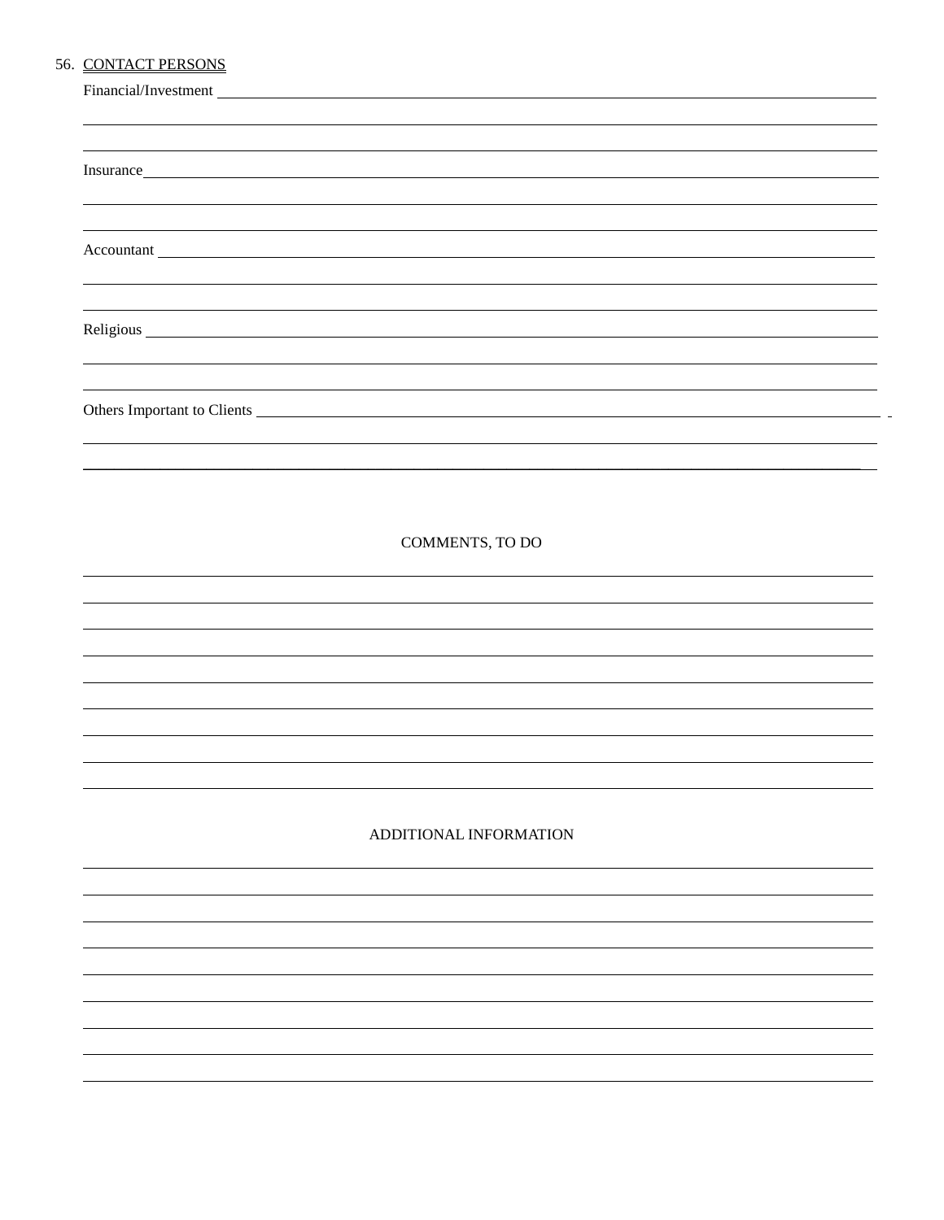56. CONTACT PERSONS

Financial/Investment ______________________________________________

______________________________________________

______________________________________________

Insurance ______________________________________________

______________________________________________

______________________________________________

Accountant ______________________________________________

______________________________________________

______________________________________________

Religious ______________________________________________

______________________________________________

______________________________________________

Others Important to Clients ______________________________________________

______________________________________________

______________________________________________

COMMENTS, TO DO

______________________________________________

______________________________________________

______________________________________________

______________________________________________

______________________________________________

______________________________________________

______________________________________________

______________________________________________

______________________________________________

ADDITIONAL INFORMATION

______________________________________________

______________________________________________

______________________________________________

______________________________________________

______________________________________________

______________________________________________

______________________________________________

______________________________________________

______________________________________________